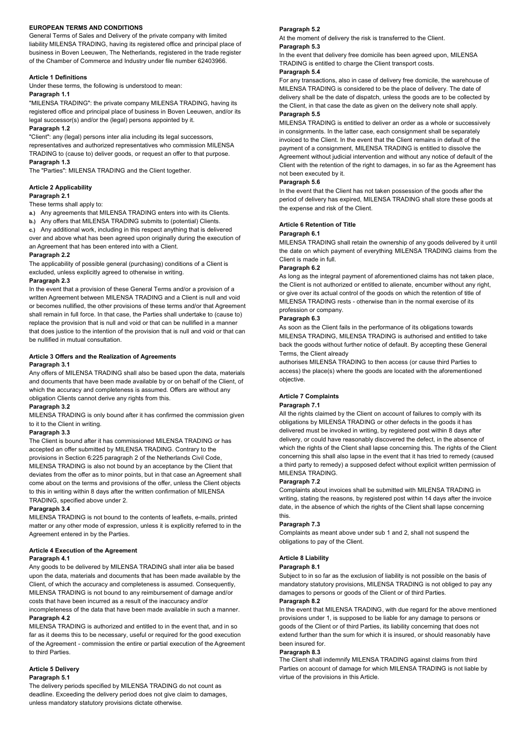# EUROPEAN TERMS AND CONDITIONS

General Terms of Sales and Delivery of the private company with limited liability MILENSA TRADING, having its registered office and principal place of business in Boven Leeuwen, The Netherlands, registered in the trade register of the Chamber of Commerce and Industry under file number 62403966.

## Article 1 Definitions

Under these terms, the following is understood to mean:

### Paragraph 1.1

"MILENSA TRADING": the private company MILENSA TRADING, having its registered office and principal place of business in Boven Leeuwen, and/or its legal successor(s) and/or the (legal) persons appointed by it.

### Paragraph 1.2

"Client": any (legal) persons inter alia including its legal successors, representatives and authorized representatives who commission MILENSA TRADING to (cause to) deliver goods, or request an offer to that purpose.

### Paragraph 1.3

The "Parties": MILENSA TRADING and the Client together.

## Article 2 Applicability

### Paragraph 2.1

These terms shall apply to:

**a.)** Any agreements that MILENSA TRADING enters into with its Clients.

**b.)** Any offers that MILENSA TRADING submits to (potential) Clients.

**c.)** Any additional work, including in this respect anything that is delivered over and above what has been agreed upon originally during the execution of an Agreement that has been entered into with a Client.

### Paragraph 2.2

The applicability of possible general (purchasing) conditions of a Client is excluded, unless explicitly agreed to otherwise in writing.

### Paragraph 2.3

In the event that a provision of these General Terms and/or a provision of a written Agreement between MILENSA TRADING and a Client is null and void or becomes nullified, the other provisions of these terms and/or that Agreement shall remain in full force. In that case, the Parties shall undertake to (cause to) replace the provision that is null and void or that can be nullified in a manner that does justice to the intention of the provision that is null and void or that can be nullified in mutual consultation.

## Article 3 Offers and the Realization of Agreements

### Paragraph 3.1

Any offers of MILENSA TRADING shall also be based upon the data, materials and documents that have been made available by or on behalf of the Client, of which the accuracy and completeness is assumed. Offers are without any obligation Clients cannot derive any rights from this.

### Paragraph 3.2

MILENSA TRADING is only bound after it has confirmed the commission given to it to the Client in writing.

### Paragraph 3.3

The Client is bound after it has commissioned MILENSA TRADING or has accepted an offer submitted by MILENSA TRADING. Contrary to the provisions in Section 6:225 paragraph 2 of the Netherlands Civil Code, MILENSA TRADING is also not bound by an acceptance by the Client that deviates from the offer as to minor points, but in that case an Agreement shall come about on the terms and provisions of the offer, unless the Client objects to this in writing within 8 days after the written confirmation of MILENSA TRADING, specified above under 2.

### Paragraph 3.4

MILENSA TRADING is not bound to the contents of leaflets, e-mails, printed matter or any other mode of expression, unless it is explicitly referred to in the Agreement entered in by the Parties.

## Article 4 Execution of the Agreement

### Paragraph 4.1

Any goods to be delivered by MILENSA TRADING shall inter alia be based upon the data, materials and documents that has been made available by the Client, of which the accuracy and completeness is assumed. Consequently, MILENSA TRADING is not bound to any reimbursement of damage and/or costs that have been incurred as a result of the inaccuracy and/or incompleteness of the data that have been made available in such a manner.

### Paragraph 4.2

MILENSA TRADING is authorized and entitled to in the event that, and in so far as it deems this to be necessary, useful or required for the good execution of the Agreement - commission the entire or partial execution of the Agreement to third Parties.

## Article 5 Delivery

### Paragraph 5.1

The delivery periods specified by MILENSA TRADING do not count as deadline. Exceeding the delivery period does not give claim to damages, unless mandatory statutory provisions dictate otherwise.

### Paragraph 5.2

At the moment of delivery the risk is transferred to the Client.

### Paragraph 5.3

In the event that delivery free domicile has been agreed upon, MILENSA TRADING is entitled to charge the Client transport costs.

### Paragraph 5.4

For any transactions, also in case of delivery free domicile, the warehouse of MILENSA TRADING is considered to be the place of delivery. The date of delivery shall be the date of dispatch, unless the goods are to be collected by the Client, in that case the date as given on the delivery note shall apply.

### Paragraph 5.5

MILENSA TRADING is entitled to deliver an order as a whole or successively in consignments. In the latter case, each consignment shall be separately invoiced to the Client. In the event that the Client remains in default of the payment of a consignment, MILENSA TRADING is entitled to dissolve the Agreement without judicial intervention and without any notice of default of the Client with the retention of the right to damages, in so far as the Agreement has not been executed by it.

### Paragraph 5.6

In the event that the Client has not taken possession of the goods after the period of delivery has expired, MILENSA TRADING shall store these goods at the expense and risk of the Client.

## Article 6 Retention of Title

### Paragraph 6.1

MILENSA TRADING shall retain the ownership of any goods delivered by it until the date on which payment of everything MILENSA TRADING claims from the Client is made in full.

### Paragraph 6.2

As long as the integral payment of aforementioned claims has not taken place, the Client is not authorized or entitled to alienate, encumber without any right, or give over its actual control of the goods on which the retention of title of MILENSA TRADING rests - otherwise than in the normal exercise of its profession or company.

### Paragraph 6.3

As soon as the Client fails in the performance of its obligations towards MILENSA TRADING, MILENSA TRADING is authorised and entitled to take back the goods without further notice of default. By accepting these General Terms, the Client already authorises MILENSA TRADING to then access (or cause third Parties to access) the place(s) where the goods are located with the aforementioned objective.

## Article 7 Complaints

### Paragraph 7.1

All the rights claimed by the Client on account of failures to comply with its obligations by MILENSA TRADING or other defects in the goods it has delivered must be invoked in writing, by registered post within 8 days after delivery, or could have reasonably discovered the defect, in the absence of which the rights of the Client shall lapse concerning this. The rights of the Client concerning this shall also lapse in the event that it has tried to remedy (caused a third party to remedy) a supposed defect without explicit written permission of MILENSA TRADING.

### Paragraph 7.2

Complaints about invoices shall be submitted with MILENSA TRADING in writing, stating the reasons, by registered post within 14 days after the invoice date, in the absence of which the rights of the Client shall lapse concerning this.

### Paragraph 7.3

Complaints as meant above under sub 1 and 2, shall not suspend the obligations to pay of the Client.

## Article 8 Liability

### Paragraph 8.1

Subject to in so far as the exclusion of liability is not possible on the basis of mandatory statutory provisions, MILENSA TRADING is not obliged to pay any damages to persons or goods of the Client or of third Parties.

### Paragraph 8.2

In the event that MILENSA TRADING, with due regard for the above mentioned provisions under 1, is supposed to be liable for any damage to persons or goods of the Client or of third Parties, its liability concerning that does not extend further than the sum for which it is insured, or should reasonably have been insured for.

### Paragraph 8.3

The Client shall indemnify MILENSA TRADING against claims from third Parties on account of damage for which MILENSA TRADING is not liable by virtue of the provisions in this Article.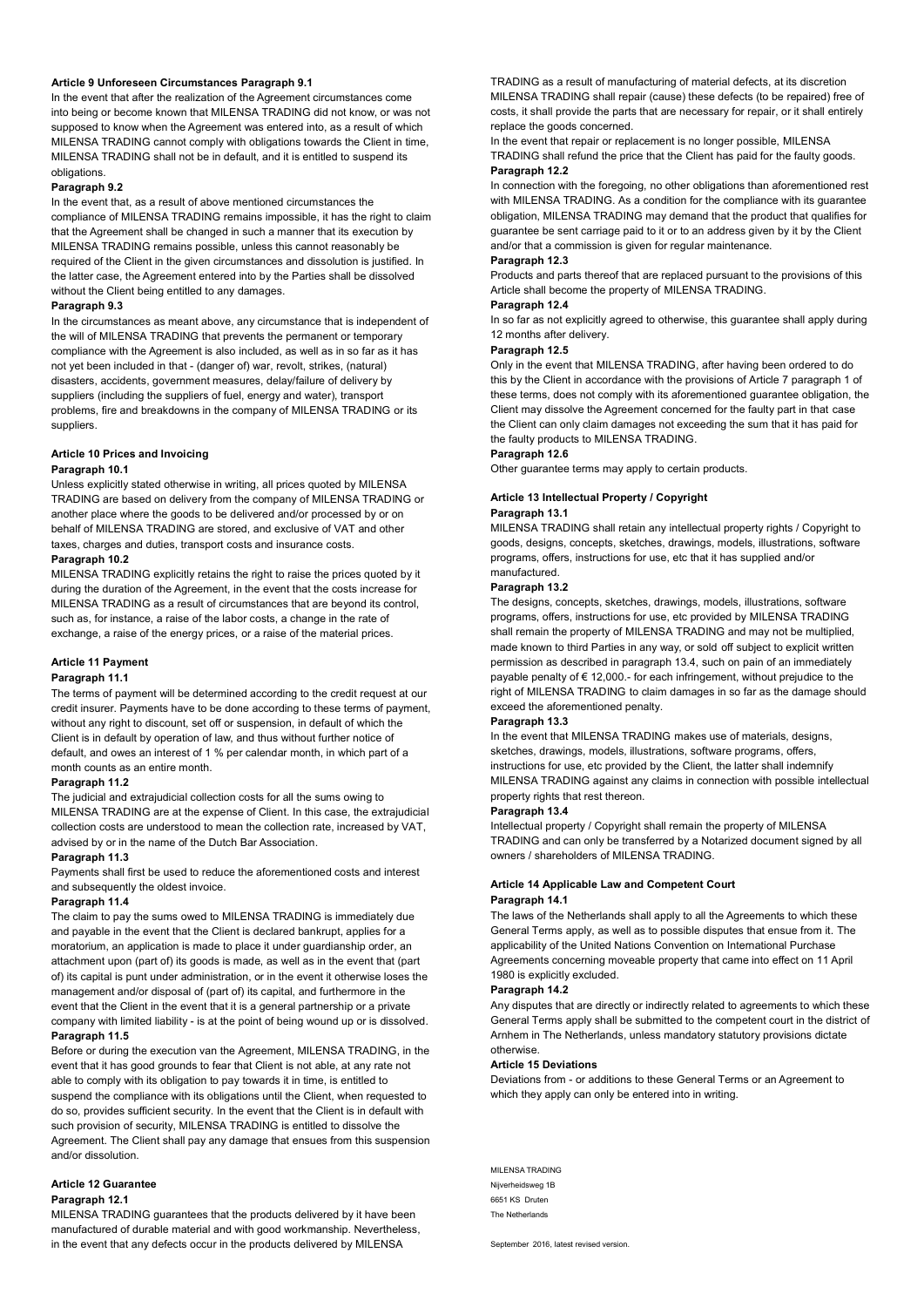### Article 9 Unforeseen Circumstances Paragraph 9.1

In the event that after the realization of the Agreement circumstances come into being or become known that MILENSA TRADING did not know, or was not supposed to know when the Agreement was entered into, as a result of which MILENSA TRADING cannot comply with obligations towards the Client in time, MILENSA TRADING shall not be in default, and it is entitled to suspend its obligations.

#### Paragraph 9.2

In the event that, as a result of above mentioned circumstances the compliance of MILENSA TRADING remains impossible, it has the right to claim that the Agreement shall be changed in such a manner that its execution by MILENSA TRADING remains possible, unless this cannot reasonably be required of the Client in the given circumstances and dissolution is justified. In the latter case, the Agreement entered into by the Parties shall be dissolved without the Client being entitled to any damages.

#### Paragraph 9.3

In the circumstances as meant above, any circumstance that is independent of the will of MILENSA TRADING that prevents the permanent or temporary compliance with the Agreement is also included, as well as in so far as it has not yet been included in that - (danger of) war, revolt, strikes, (natural) disasters, accidents, government measures, delay/failure of delivery by suppliers (including the suppliers of fuel, energy and water), transport problems, fire and breakdowns in the company of MILENSA TRADING or its suppliers.

### Article 10 Prices and Invoicing

#### Paragraph 10.1

Unless explicitly stated otherwise in writing, all prices quoted by MILENSA TRADING are based on delivery from the company of MILENSA TRADING or another place where the goods to be delivered and/or processed by or on behalf of MILENSA TRADING are stored, and exclusive of VAT and other taxes, charges and duties, transport costs and insurance costs.

#### Paragraph 10.2

MILENSA TRADING explicitly retains the right to raise the prices quoted by it during the duration of the Agreement, in the event that the costs increase for MILENSA TRADING as a result of circumstances that are beyond its control, such as, for instance, a raise of the labor costs, a change in the rate of exchange, a raise of the energy prices, or a raise of the material prices.

### Article 11 Payment

#### Paragraph 11.1

The terms of payment will be determined according to the credit request at our credit insurer. Payments have to be done according to these terms of payment, without any right to discount, set off or suspension, in default of which the Client is in default by operation of law, and thus without further notice of default, and owes an interest of 1 % per calendar month, in which part of a month counts as an entire month.

#### Paragraph 11.2

The judicial and extrajudicial collection costs for all the sums owing to MILENSA TRADING are at the expense of Client. In this case, the extrajudicial collection costs are understood to mean the collection rate, increased by VAT, advised by or in the name of the Dutch Bar Association.

#### Paragraph 11.3

Payments shall first be used to reduce the aforementioned costs and interest and subsequently the oldest invoice.

#### Paragraph 11.4

The claim to pay the sums owed to MILENSA TRADING is immediately due and payable in the event that the Client is declared bankrupt, applies for a moratorium, an application is made to place it under guardianship order, an attachment upon (part of) its goods is made, as well as in the event that (part of) its capital is punt under administration, or in the event it otherwise loses the management and/or disposal of (part of) its capital, and furthermore in the event that the Client in the event that it is a general partnership or a private company with limited liability - is at the point of being wound up or is dissolved.

#### Paragraph 11.5

Before or during the execution van the Agreement, MILENSA TRADING, in the event that it has good grounds to fear that Client is not able, at any rate not able to comply with its obligation to pay towards it in time, is entitled to suspend the compliance with its obligations until the Client, when requested to do so, provides sufficient security. In the event that the Client is in default with such provision of security, MILENSA TRADING is entitled to dissolve the Agreement. The Client shall pay any damage that ensues from this suspension and/or dissolution.

### Article 12 Guarantee

#### Paragraph 12.1

MILENSA TRADING guarantees that the products delivered by it have been manufactured of durable material and with good workmanship. Nevertheless, in the event that any defects occur in the products delivered by MILENSA TRADING as a result of manufacturing of material defects, at its discretion MILENSA TRADING shall repair (cause) these defects (to be repaired) free of costs, it shall provide the parts that are necessary for repair, or it shall entirely replace the goods concerned.

In the event that repair or replacement is no longer possible, MILENSA TRADING shall refund the price that the Client has paid for the faulty goods.

#### Paragraph 12.2

In connection with the foregoing, no other obligations than aforementioned rest with MILENSA TRADING. As a condition for the compliance with its guarantee obligation, MILENSA TRADING may demand that the product that qualifies for guarantee be sent carriage paid to it or to an address given by it by the Client and/or that a commission is given for regular maintenance.

#### Paragraph 12.3

Products and parts thereof that are replaced pursuant to the provisions of this Article shall become the property of MILENSA TRADING.

#### Paragraph 12.4

In so far as not explicitly agreed to otherwise, this guarantee shall apply during 12 months after delivery.

#### Paragraph 12.5

Only in the event that MILENSA TRADING, after having been ordered to do this by the Client in accordance with the provisions of Article 7 paragraph 1 of these terms, does not comply with its aforementioned guarantee obligation, the Client may dissolve the Agreement concerned for the faulty part in that case the Client can only claim damages not exceeding the sum that it has paid for the faulty products to MILENSA TRADING.

#### Paragraph 12.6

Other guarantee terms may apply to certain products.

### Article 13 Intellectual Property / Copyright

#### Paragraph 13.1

MILENSA TRADING shall retain any intellectual property rights / Copyright to goods, designs, concepts, sketches, drawings, models, illustrations, software programs, offers, instructions for use, etc that it has supplied and/or manufactured.

#### Paragraph 13.2

The designs, concepts, sketches, drawings, models, illustrations, software programs, offers, instructions for use, etc provided by MILENSA TRADING shall remain the property of MILENSA TRADING and may not be multiplied, made known to third Parties in any way, or sold off subject to explicit written permission as described in paragraph 13.4, such on pain of an immediately payable penalty of € 12,000.- for each infringement, without prejudice to the right of MILENSA TRADING to claim damages in so far as the damage should exceed the aforementioned penalty.

#### Paragraph 13.3

In the event that MILENSA TRADING makes use of materials, designs, sketches, drawings, models, illustrations, software programs, offers, instructions for use, etc provided by the Client, the latter shall indemnify MILENSA TRADING against any claims in connection with possible intellectual property rights that rest thereon.

#### Paragraph 13.4

Intellectual property / Copyright shall remain the property of MILENSA TRADING and can only be transferred by a Notarized document signed by all owners / shareholders of MILENSA TRADING.

### Article 14 Applicable Law and Competent Court

#### Paragraph 14.1

The laws of the Netherlands shall apply to all the Agreements to which these General Terms apply, as well as to possible disputes that ensue from it. The applicability of the United Nations Convention on International Purchase Agreements concerning moveable property that came into effect on 11 April 1980 is explicitly excluded.

#### Paragraph 14.2

Any disputes that are directly or indirectly related to agreements to which these General Terms apply shall be submitted to the competent court in the district of Arnhem in The Netherlands, unless mandatory statutory provisions dictate otherwise.

### Article 15 Deviations

Deviations from - or additions to these General Terms or an Agreement to which they apply can only be entered into in writing.

MILENSA TRADING
Nijverheidsweg 1B
6651 KS Druten
The Netherlands

September 2016, latest revised version.